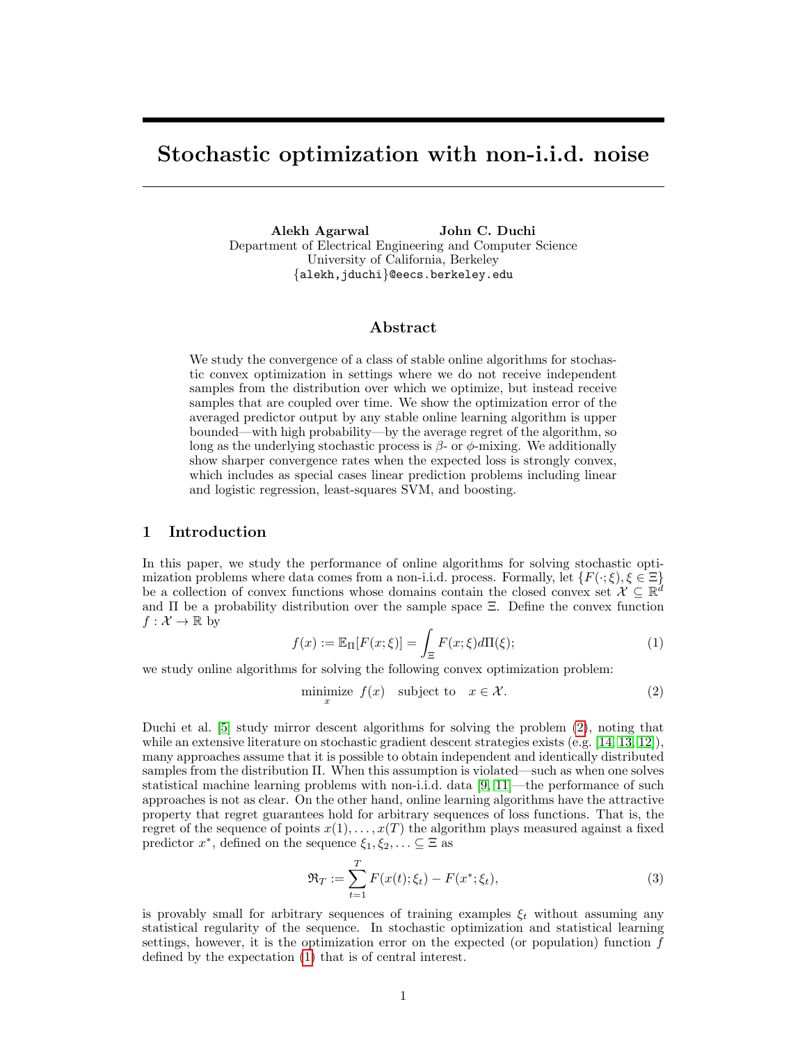# Stochastic optimization with non-i.i.d. noise

**Alekh Agarwal** **John C. Duchi**
Department of Electrical Engineering and Computer Science
University of California, Berkeley
{alekh,jduchi}@eecs.berkeley.edu

## Abstract

We study the convergence of a class of stable online algorithms for stochastic convex optimization in settings where we do not receive independent samples from the distribution over which we optimize, but instead receive samples that are coupled over time. We show the optimization error of the averaged predictor output by any stable online learning algorithm is upper bounded—with high probability—by the average regret of the algorithm, so long as the underlying stochastic process is $\beta$- or $\phi$-mixing. We additionally show sharper convergence rates when the expected loss is strongly convex, which includes as special cases linear prediction problems including linear and logistic regression, least-squares SVM, and boosting.

## 1 Introduction

In this paper, we study the performance of online algorithms for solving stochastic optimization problems where data comes from a non-i.i.d. process. Formally, let $\{F(\cdot;\xi), \xi \in \Xi\}$ be a collection of convex functions whose domains contain the closed convex set $\mathcal{X} \subseteq \mathbb{R}^d$ and $\Pi$ be a probability distribution over the sample space $\Xi$. Define the convex function $f : \mathcal{X} \to \mathbb{R}$ by

$$f(x) := \mathbb{E}_\Pi[F(x;\xi)] = \int_\Xi F(x;\xi)d\Pi(\xi); \tag{1}$$

we study online algorithms for solving the following convex optimization problem:

$$\underset{x}{\text{minimize}} \ \ f(x) \quad \text{subject to} \quad x \in \mathcal{X}. \tag{2}$$

Duchi et al. [5] study mirror descent algorithms for solving the problem (2), noting that while an extensive literature on stochastic gradient descent strategies exists (e.g. [14, 13, 12]), many approaches assume that it is possible to obtain independent and identically distributed samples from the distribution $\Pi$. When this assumption is violated—such as when one solves statistical machine learning problems with non-i.i.d. data [9, 11]—the performance of such approaches is not as clear. On the other hand, online learning algorithms have the attractive property that regret guarantees hold for arbitrary sequences of loss functions. That is, the regret of the sequence of points $x(1), \ldots, x(T)$ the algorithm plays measured against a fixed predictor $x^*$, defined on the sequence $\xi_1, \xi_2, \ldots \subseteq \Xi$ as

$$\mathfrak{R}_T := \sum_{t=1}^{T} F(x(t);\xi_t) - F(x^*;\xi_t), \tag{3}$$

is provably small for arbitrary sequences of training examples $\xi_t$ without assuming any statistical regularity of the sequence. In stochastic optimization and statistical learning settings, however, it is the optimization error on the expected (or population) function $f$ defined by the expectation (1) that is of central interest.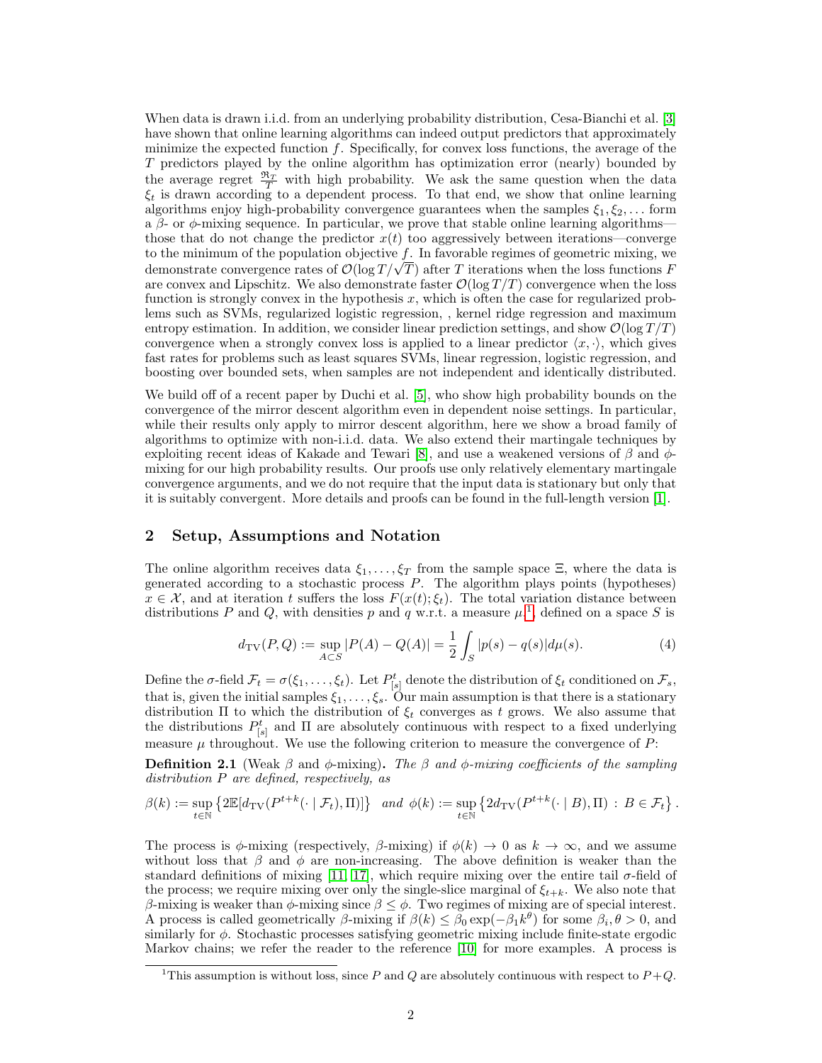When data is drawn i.i.d. from an underlying probability distribution, Cesa-Bianchi et al. [3] have shown that online learning algorithms can indeed output predictors that approximately minimize the expected function $f$. Specifically, for convex loss functions, the average of the $T$ predictors played by the online algorithm has optimization error (nearly) bounded by the average regret $\frac{\mathfrak{R}_T}{T}$ with high probability. We ask the same question when the data $\xi_t$ is drawn according to a dependent process. To that end, we show that online learning algorithms enjoy high-probability convergence guarantees when the samples $\xi_1, \xi_2, \ldots$ form a $\beta$- or $\phi$-mixing sequence. In particular, we prove that stable online learning algorithms—those that do not change the predictor $x(t)$ too aggressively between iterations—converge to the minimum of the population objective $f$. In favorable regimes of geometric mixing, we demonstrate convergence rates of $\mathcal{O}(\log T/\sqrt{T})$ after $T$ iterations when the loss functions $F$ are convex and Lipschitz. We also demonstrate faster $\mathcal{O}(\log T/T)$ convergence when the loss function is strongly convex in the hypothesis $x$, which is often the case for regularized problems such as SVMs, regularized logistic regression, , kernel ridge regression and maximum entropy estimation. In addition, we consider linear prediction settings, and show $\mathcal{O}(\log T/T)$ convergence when a strongly convex loss is applied to a linear predictor $\langle x, \cdot \rangle$, which gives fast rates for problems such as least squares SVMs, linear regression, logistic regression, and boosting over bounded sets, when samples are not independent and identically distributed.

We build off of a recent paper by Duchi et al. [5], who show high probability bounds on the convergence of the mirror descent algorithm even in dependent noise settings. In particular, while their results only apply to mirror descent algorithm, here we show a broad family of algorithms to optimize with non-i.i.d. data. We also extend their martingale techniques by exploiting recent ideas of Kakade and Tewari [8], and use a weakened versions of $\beta$ and $\phi$-mixing for our high probability results. Our proofs use only relatively elementary martingale convergence arguments, and we do not require that the input data is stationary but only that it is suitably convergent. More details and proofs can be found in the full-length version [1].

## 2 Setup, Assumptions and Notation

The online algorithm receives data $\xi_1, \ldots, \xi_T$ from the sample space $\Xi$, where the data is generated according to a stochastic process $P$. The algorithm plays points (hypotheses) $x \in \mathcal{X}$, and at iteration $t$ suffers the loss $F(x(t); \xi_t)$. The total variation distance between distributions $P$ and $Q$, with densities $p$ and $q$ w.r.t. a measure $\mu$,[1] defined on a space $S$ is

$$d_{\mathrm{TV}}(P, Q) := \sup_{A \subset S} |P(A) - Q(A)| = \frac{1}{2} \int_S |p(s) - q(s)| d\mu(s). \tag{4}$$

Define the $\sigma$-field $\mathcal{F}_t = \sigma(\xi_1, \ldots, \xi_t)$. Let $P_{[s]}^t$ denote the distribution of $\xi_t$ conditioned on $\mathcal{F}_s$, that is, given the initial samples $\xi_1, \ldots, \xi_s$. Our main assumption is that there is a stationary distribution $\Pi$ to which the distribution of $\xi_t$ converges as $t$ grows. We also assume that the distributions $P_{[s]}^t$ and $\Pi$ are absolutely continuous with respect to a fixed underlying measure $\mu$ throughout. We use the following criterion to measure the convergence of $P$:

**Definition 2.1** (Weak $\beta$ and $\phi$-mixing)**.** *The $\beta$ and $\phi$-mixing coefficients of the sampling distribution $P$ are defined, respectively, as*

$$\beta(k) := \sup_{t \in \mathbb{N}} \left\{ 2\mathbb{E}[d_{\mathrm{TV}}(P^{t+k}(\cdot \mid \mathcal{F}_t), \Pi)] \right\} \quad \text{and} \quad \phi(k) := \sup_{t \in \mathbb{N}} \left\{ 2d_{\mathrm{TV}}(P^{t+k}(\cdot \mid B), \Pi) \, : \, B \in \mathcal{F}_t \right\}.$$

The process is $\phi$-mixing (respectively, $\beta$-mixing) if $\phi(k) \to 0$ as $k \to \infty$, and we assume without loss that $\beta$ and $\phi$ are non-increasing. The above definition is weaker than the standard definitions of mixing [11, 17], which require mixing over the entire tail $\sigma$-field of the process; we require mixing over only the single-slice marginal of $\xi_{t+k}$. We also note that $\beta$-mixing is weaker than $\phi$-mixing since $\beta \leq \phi$. Two regimes of mixing are of special interest. A process is called geometrically $\beta$-mixing if $\beta(k) \leq \beta_0 \exp(-\beta_1 k^\theta)$ for some $\beta_i, \theta > 0$, and similarly for $\phi$. Stochastic processes satisfying geometric mixing include finite-state ergodic Markov chains; we refer the reader to the reference [10] for more examples. A process is

[1] This assumption is without loss, since $P$ and $Q$ are absolutely continuous with respect to $P+Q$.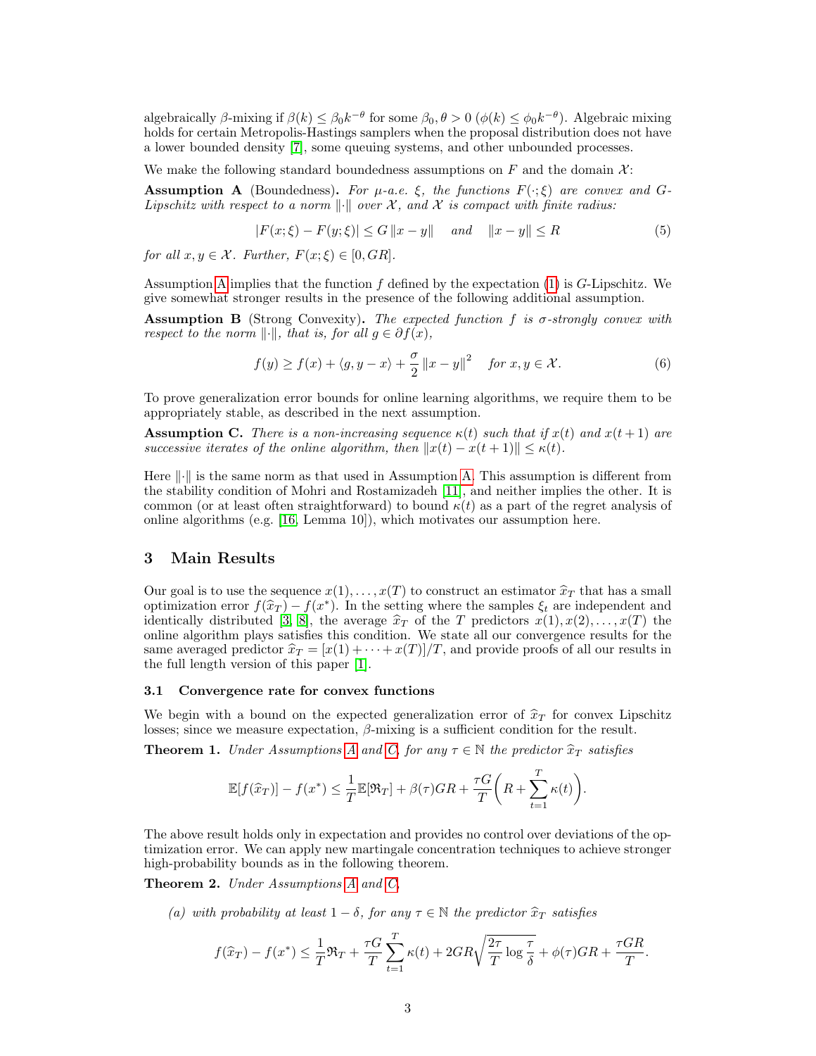algebraically $\beta$-mixing if $\beta(k) \le \beta_0 k^{-\theta}$ for some $\beta_0, \theta > 0$ ($\phi(k) \le \phi_0 k^{-\theta}$). Algebraic mixing holds for certain Metropolis-Hastings samplers when the proposal distribution does not have a lower bounded density [7], some queuing systems, and other unbounded processes.

We make the following standard boundedness assumptions on $F$ and the domain $\mathcal{X}$:

**Assumption A** (Boundedness). *For $\mu$-a.e. $\xi$, the functions $F(\cdot;\xi)$ are convex and $G$-Lipschitz with respect to a norm $\|\cdot\|$ over $\mathcal{X}$, and $\mathcal{X}$ is compact with finite radius:*

$$|F(x;\xi) - F(y;\xi)| \le G\|x - y\| \quad \text{and} \quad \|x - y\| \le R \tag{5}$$

*for all $x, y \in \mathcal{X}$. Further, $F(x;\xi) \in [0, GR]$.*

Assumption A implies that the function $f$ defined by the expectation (1) is $G$-Lipschitz. We give somewhat stronger results in the presence of the following additional assumption.

**Assumption B** (Strong Convexity). *The expected function $f$ is $\sigma$-strongly convex with respect to the norm $\|\cdot\|$, that is, for all $g \in \partial f(x)$,*

$$f(y) \ge f(x) + \langle g, y - x\rangle + \frac{\sigma}{2}\|x - y\|^2 \quad \text{for } x, y \in \mathcal{X}. \tag{6}$$

To prove generalization error bounds for online learning algorithms, we require them to be appropriately stable, as described in the next assumption.

**Assumption C.** *There is a non-increasing sequence $\kappa(t)$ such that if $x(t)$ and $x(t+1)$ are successive iterates of the online algorithm, then $\|x(t) - x(t+1)\| \le \kappa(t)$.*

Here $\|\cdot\|$ is the same norm as that used in Assumption A. This assumption is different from the stability condition of Mohri and Rostamizadeh [11], and neither implies the other. It is common (or at least often straightforward) to bound $\kappa(t)$ as a part of the regret analysis of online algorithms (e.g. [16, Lemma 10]), which motivates our assumption here.

## 3 Main Results

Our goal is to use the sequence $x(1), \ldots, x(T)$ to construct an estimator $\widehat{x}_T$ that has a small optimization error $f(\widehat{x}_T) - f(x^*)$. In the setting where the samples $\xi_t$ are independent and identically distributed [3, 8], the average $\widehat{x}_T$ of the $T$ predictors $x(1), x(2), \ldots, x(T)$ the online algorithm plays satisfies this condition. We state all our convergence results for the same averaged predictor $\widehat{x}_T = [x(1) + \cdots + x(T)]/T$, and provide proofs of all our results in the full length version of this paper [1].

### 3.1 Convergence rate for convex functions

We begin with a bound on the expected generalization error of $\widehat{x}_T$ for convex Lipschitz losses; since we measure expectation, $\beta$-mixing is a sufficient condition for the result.

**Theorem 1.** *Under Assumptions A and C, for any $\tau \in \mathbb{N}$ the predictor $\widehat{x}_T$ satisfies*

$$\mathbb{E}[f(\widehat{x}_T)] - f(x^*) \le \frac{1}{T}\mathbb{E}[\mathfrak{R}_T] + \beta(\tau)GR + \frac{\tau G}{T}\left(R + \sum_{t=1}^{T}\kappa(t)\right).$$

The above result holds only in expectation and provides no control over deviations of the optimization error. We can apply new martingale concentration techniques to achieve stronger high-probability bounds as in the following theorem.

**Theorem 2.** *Under Assumptions A and C,*

*(a) with probability at least $1 - \delta$, for any $\tau \in \mathbb{N}$ the predictor $\widehat{x}_T$ satisfies*

$$f(\widehat{x}_T) - f(x^*) \le \frac{1}{T}\mathfrak{R}_T + \frac{\tau G}{T}\sum_{t=1}^{T}\kappa(t) + 2GR\sqrt{\frac{2\tau}{T}\log\frac{\tau}{\delta}} + \phi(\tau)GR + \frac{\tau GR}{T}.$$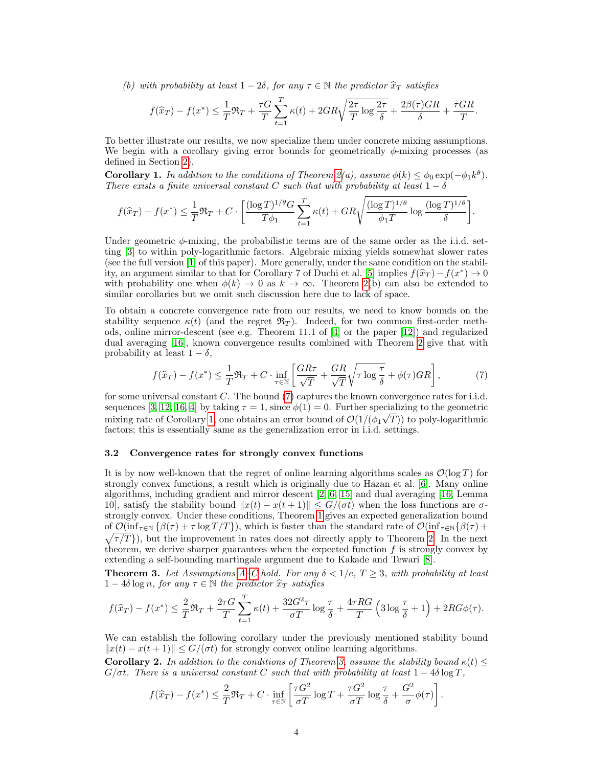*(b) with probability at least $1 - 2\delta$, for any $\tau \in \mathbb{N}$ the predictor $\widehat{x}_T$ satisfies*

$$f(\widehat{x}_T) - f(x^*) \leq \frac{1}{T}\mathfrak{R}_T + \frac{\tau G}{T}\sum_{t=1}^{T}\kappa(t) + 2GR\sqrt{\frac{2\tau}{T}\log\frac{2\tau}{\delta}} + \frac{2\beta(\tau)GR}{\delta} + \frac{\tau GR}{T}.$$

To better illustrate our results, we now specialize them under concrete mixing assumptions. We begin with a corollary giving error bounds for geometrically $\phi$-mixing processes (as defined in Section 2).

**Corollary 1.** *In addition to the conditions of Theorem 2(a), assume $\phi(k) \leq \phi_0 \exp(-\phi_1 k^\theta)$. There exists a finite universal constant $C$ such that with probability at least $1 - \delta$*

$$f(\widehat{x}_T) - f(x^*) \leq \frac{1}{T}\mathfrak{R}_T + C \cdot \left[\frac{(\log T)^{1/\theta} G}{T\phi_1}\sum_{t=1}^{T}\kappa(t) + GR\sqrt{\frac{(\log T)^{1/\theta}}{\phi_1 T}\log\frac{(\log T)^{1/\theta}}{\delta}}\right].$$

Under geometric $\phi$-mixing, the probabilistic terms are of the same order as the i.i.d. setting [3] to within poly-logarithmic factors. Algebraic mixing yields somewhat slower rates (see the full version [1] of this paper). More generally, under the same condition on the stability, an argument similar to that for Corollary 7 of Duchi et al. [5] implies $f(\widehat{x}_T) - f(x^*) \to 0$ with probability one when $\phi(k) \to 0$ as $k \to \infty$. Theorem 2(b) can also be extended to similar corollaries but we omit such discussion here due to lack of space.

To obtain a concrete convergence rate from our results, we need to know bounds on the stability sequence $\kappa(t)$ (and the regret $\mathfrak{R}_T$). Indeed, for two common first-order methods, online mirror-descent (see e.g. Theorem 11.1 of [4] or the paper [12]) and regularized dual averaging [16], known convergence results combined with Theorem 2 give that with probability at least $1 - \delta$,

$$f(\widehat{x}_T) - f(x^*) \leq \frac{1}{T}\mathfrak{R}_T + C \cdot \inf_{\tau\in\mathbb{N}}\left[\frac{GR\tau}{\sqrt{T}} + \frac{GR}{\sqrt{T}}\sqrt{\tau\log\frac{\tau}{\delta}} + \phi(\tau)GR\right], \tag{7}$$

for some universal constant $C$. The bound (7) captures the known convergence rates for i.i.d. sequences [3, 12, 16, 4] by taking $\tau = 1$, since $\phi(1) = 0$. Further specializing to the geometric mixing rate of Corollary 1, one obtains an error bound of $\mathcal{O}(1/(\phi_1\sqrt{T}))$ to poly-logarithmic factors; this is essentially same as the generalization error in i.i.d. settings.

### 3.2 Convergence rates for strongly convex functions

It is by now well-known that the regret of online learning algorithms scales as $\mathcal{O}(\log T)$ for strongly convex functions, a result which is originally due to Hazan et al. [6]. Many online algorithms, including gradient and mirror descent [2, 6, 15] and dual averaging [16, Lemma 10], satisfy the stability bound $\|x(t) - x(t+1)\| \leq G/(\sigma t)$ when the loss functions are $\sigma$-strongly convex. Under these conditions, Theorem 1 gives an expected generalization bound of $\mathcal{O}(\inf_{\tau\in\mathbb{N}}\{\beta(\tau) + \tau\log T/T\})$, which is faster than the standard rate of $\mathcal{O}(\inf_{\tau\in\mathbb{N}}\{\beta(\tau) + \sqrt{\tau/T}\})$, but the improvement in rates does not directly apply to Theorem 2. In the next theorem, we derive sharper guarantees when the expected function $f$ is strongly convex by extending a self-bounding martingale argument due to Kakade and Tewari [8].

**Theorem 3.** *Let Assumptions A–C hold. For any $\delta < 1/e$, $T \geq 3$, with probability at least $1 - 4\delta\log n$, for any $\tau \in \mathbb{N}$ the predictor $\widehat{x}_T$ satisfies*

$$f(\widehat{x}_T) - f(x^*) \leq \frac{2}{T}\mathfrak{R}_T + \frac{2\tau G}{T}\sum_{t=1}^{T}\kappa(t) + \frac{32G^2\tau}{\sigma T}\log\frac{\tau}{\delta} + \frac{4\tau RG}{T}\left(3\log\frac{\tau}{\delta} + 1\right) + 2RG\phi(\tau).$$

We can establish the following corollary under the previously mentioned stability bound $\|x(t) - x(t+1)\| \leq G/(\sigma t)$ for strongly convex online learning algorithms.

**Corollary 2.** *In addition to the conditions of Theorem 3, assume the stability bound $\kappa(t) \leq G/\sigma t$. There is a universal constant $C$ such that with probability at least $1 - 4\delta\log T$,*

$$f(\widehat{x}_T) - f(x^*) \leq \frac{2}{T}\mathfrak{R}_T + C \cdot \inf_{\tau\in\mathbb{N}}\left[\frac{\tau G^2}{\sigma T}\log T + \frac{\tau G^2}{\sigma T}\log\frac{\tau}{\delta} + \frac{G^2}{\sigma}\phi(\tau)\right].$$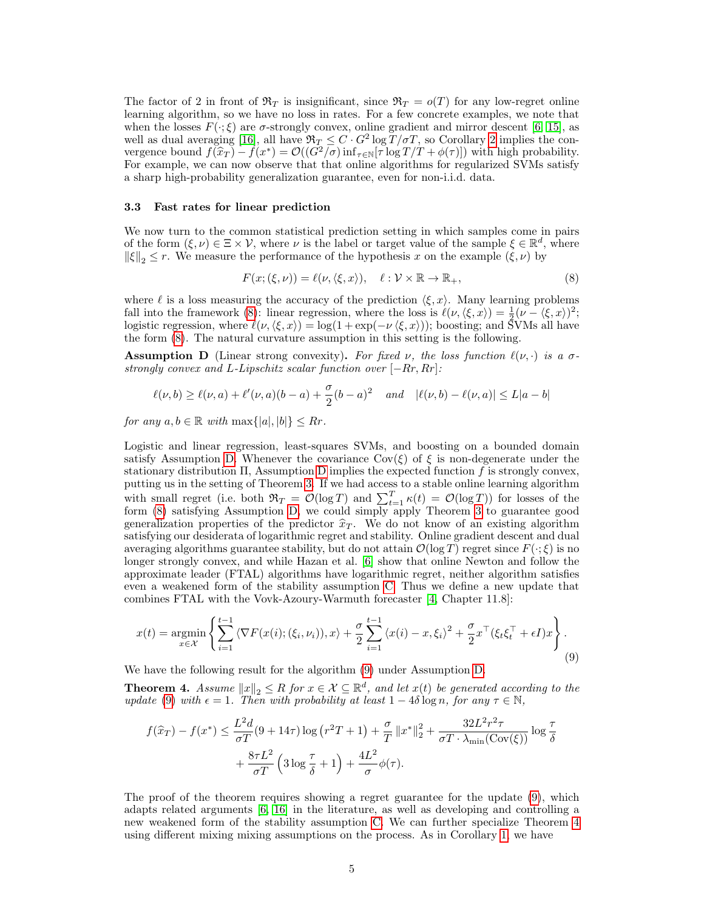The factor of 2 in front of $\mathfrak{R}_T$ is insignificant, since $\mathfrak{R}_T = o(T)$ for any low-regret online learning algorithm, so we have no loss in rates. For a few concrete examples, we note that when the losses $F(\cdot;\xi)$ are $\sigma$-strongly convex, online gradient and mirror descent [6, 15], as well as dual averaging [16], all have $\mathfrak{R}_T \le C \cdot G^2 \log T/\sigma T$, so Corollary 2 implies the convergence bound $f(\widehat{x}_T) - f(x^*) = \mathcal{O}((G^2/\sigma)\inf_{\tau\in\mathbb{N}}[\tau \log T/T + \phi(\tau)])$ with high probability. For example, we can now observe that that online algorithms for regularized SVMs satisfy a sharp high-probability generalization guarantee, even for non-i.i.d. data.

### 3.3 Fast rates for linear prediction

We now turn to the common statistical prediction setting in which samples come in pairs of the form $(\xi, \nu) \in \Xi \times \mathcal{V}$, where $\nu$ is the label or target value of the sample $\xi \in \mathbb{R}^d$, where $\|\xi\|_2 \le r$. We measure the performance of the hypothesis $x$ on the example $(\xi, \nu)$ by

$$F(x;(\xi,\nu)) = \ell(\nu, \langle \xi, x\rangle), \quad \ell : \mathcal{V} \times \mathbb{R} \to \mathbb{R}_+, \tag{8}$$

where $\ell$ is a loss measuring the accuracy of the prediction $\langle \xi, x\rangle$. Many learning problems fall into the framework (8): linear regression, where the loss is $\ell(\nu, \langle \xi, x\rangle) = \frac{1}{2}(\nu - \langle \xi, x\rangle)^2$; logistic regression, where $\ell(\nu, \langle \xi, x\rangle) = \log(1 + \exp(-\nu \langle \xi, x\rangle))$; boosting; and SVMs all have the form (8). The natural curvature assumption in this setting is the following.

**Assumption D** (Linear strong convexity). *For fixed $\nu$, the loss function $\ell(\nu, \cdot)$ is a $\sigma$-strongly convex and $L$-Lipschitz scalar function over $[-Rr, Rr]$:*

$$\ell(\nu, b) \ge \ell(\nu, a) + \ell'(\nu, a)(b-a) + \frac{\sigma}{2}(b-a)^2 \quad \text{and} \quad |\ell(\nu, b) - \ell(\nu, a)| \le L|a-b|$$

*for any $a, b \in \mathbb{R}$ with $\max\{|a|, |b|\} \le Rr$.*

Logistic and linear regression, least-squares SVMs, and boosting on a bounded domain satisfy Assumption D. Whenever the covariance $\mathrm{Cov}(\xi)$ of $\xi$ is non-degenerate under the stationary distribution $\Pi$, Assumption D implies the expected function $f$ is strongly convex, putting us in the setting of Theorem 3. If we had access to a stable online learning algorithm with small regret (i.e. both $\mathfrak{R}_T = \mathcal{O}(\log T)$ and $\sum_{t=1}^T \kappa(t) = \mathcal{O}(\log T)$) for losses of the form (8) satisfying Assumption D, we could simply apply Theorem 3 to guarantee good generalization properties of the predictor $\widehat{x}_T$. We do not know of an existing algorithm satisfying our desiderata of logarithmic regret and stability. Online gradient descent and dual averaging algorithms guarantee stability, but do not attain $\mathcal{O}(\log T)$ regret since $F(\cdot;\xi)$ is no longer strongly convex, and while Hazan et al. [6] show that online Newton and follow the approximate leader (FTAL) algorithms have logarithmic regret, neither algorithm satisfies even a weakened form of the stability assumption C. Thus we define a new update that combines FTAL with the Vovk-Azoury-Warmuth forecaster [4, Chapter 11.8]:

$$x(t) = \operatorname*{argmin}_{x\in\mathcal{X}} \left\{ \sum_{i=1}^{t-1} \langle \nabla F(x(i);(\xi_i,\nu_i)), x\rangle + \frac{\sigma}{2}\sum_{i=1}^{t-1} \langle x(i) - x, \xi_i\rangle^2 + \frac{\sigma}{2} x^\top (\xi_t\xi_t^\top + \epsilon I)x \right\}. \tag{9}$$

We have the following result for the algorithm (9) under Assumption D.

**Theorem 4.** *Assume $\|x\|_2 \le R$ for $x \in \mathcal{X} \subseteq \mathbb{R}^d$, and let $x(t)$ be generated according to the update (9) with $\epsilon = 1$. Then with probability at least $1 - 4\delta \log n$, for any $\tau \in \mathbb{N}$,*

$$f(\widehat{x}_T) - f(x^*) \le \frac{L^2 d}{\sigma T}(9 + 14\tau)\log\left(r^2 T + 1\right) + \frac{\sigma}{T}\|x^*\|_2^2 + \frac{32L^2 r^2 \tau}{\sigma T \cdot \lambda_{\min}(\mathrm{Cov}(\xi))}\log\frac{\tau}{\delta}$$
$$+ \frac{8\tau L^2}{\sigma T}\left(3\log\frac{\tau}{\delta} + 1\right) + \frac{4L^2}{\sigma}\phi(\tau).$$

The proof of the theorem requires showing a regret guarantee for the update (9), which adapts related arguments [6, 16] in the literature, as well as developing and controlling a new weakened form of the stability assumption C. We can further specialize Theorem 4 using different mixing mixing assumptions on the process. As in Corollary 1, we have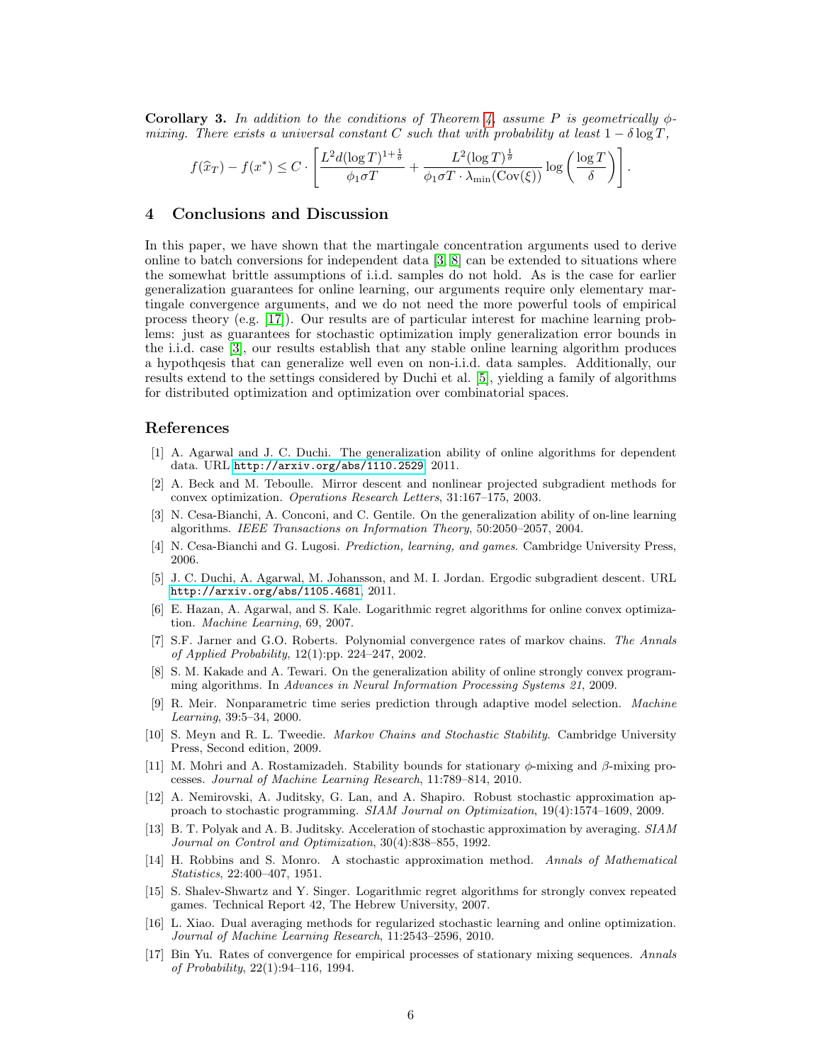**Corollary 3.** *In addition to the conditions of Theorem 4, assume $P$ is geometrically $\phi$-mixing. There exists a universal constant $C$ such that with probability at least $1 - \delta \log T$,*

$$f(\widehat{x}_T) - f(x^*) \le C \cdot \left[ \frac{L^2 d (\log T)^{1+\frac{1}{\theta}}}{\phi_1 \sigma T} + \frac{L^2 (\log T)^{\frac{1}{\theta}}}{\phi_1 \sigma T \cdot \lambda_{\min}(\mathrm{Cov}(\xi))} \log \left( \frac{\log T}{\delta} \right) \right].$$

## 4 Conclusions and Discussion

In this paper, we have shown that the martingale concentration arguments used to derive online to batch conversions for independent data [3, 8] can be extended to situations where the somewhat brittle assumptions of i.i.d. samples do not hold. As is the case for earlier generalization guarantees for online learning, our arguments require only elementary martingale convergence arguments, and we do not need the more powerful tools of empirical process theory (e.g. [17]). Our results are of particular interest for machine learning problems: just as guarantees for stochastic optimization imply generalization error bounds in the i.i.d. case [3], our results establish that any stable online learning algorithm produces a hypothqesis that can generalize well even on non-i.i.d. data samples. Additionally, our results extend to the settings considered by Duchi et al. [5], yielding a family of algorithms for distributed optimization and optimization over combinatorial spaces.

## References

[1] A. Agarwal and J. C. Duchi. The generalization ability of online algorithms for dependent data. URL http://arxiv.org/abs/1110.2529, 2011.

[2] A. Beck and M. Teboulle. Mirror descent and nonlinear projected subgradient methods for convex optimization. *Operations Research Letters*, 31:167–175, 2003.

[3] N. Cesa-Bianchi, A. Conconi, and C. Gentile. On the generalization ability of on-line learning algorithms. *IEEE Transactions on Information Theory*, 50:2050–2057, 2004.

[4] N. Cesa-Bianchi and G. Lugosi. *Prediction, learning, and games*. Cambridge University Press, 2006.

[5] J. C. Duchi, A. Agarwal, M. Johansson, and M. I. Jordan. Ergodic subgradient descent. URL http://arxiv.org/abs/1105.4681, 2011.

[6] E. Hazan, A. Agarwal, and S. Kale. Logarithmic regret algorithms for online convex optimization. *Machine Learning*, 69, 2007.

[7] S.F. Jarner and G.O. Roberts. Polynomial convergence rates of markov chains. *The Annals of Applied Probability*, 12(1):pp. 224–247, 2002.

[8] S. M. Kakade and A. Tewari. On the generalization ability of online strongly convex programming algorithms. In *Advances in Neural Information Processing Systems 21*, 2009.

[9] R. Meir. Nonparametric time series prediction through adaptive model selection. *Machine Learning*, 39:5–34, 2000.

[10] S. Meyn and R. L. Tweedie. *Markov Chains and Stochastic Stability*. Cambridge University Press, Second edition, 2009.

[11] M. Mohri and A. Rostamizadeh. Stability bounds for stationary $\phi$-mixing and $\beta$-mixing processes. *Journal of Machine Learning Research*, 11:789–814, 2010.

[12] A. Nemirovski, A. Juditsky, G. Lan, and A. Shapiro. Robust stochastic approximation approach to stochastic programming. *SIAM Journal on Optimization*, 19(4):1574–1609, 2009.

[13] B. T. Polyak and A. B. Juditsky. Acceleration of stochastic approximation by averaging. *SIAM Journal on Control and Optimization*, 30(4):838–855, 1992.

[14] H. Robbins and S. Monro. A stochastic approximation method. *Annals of Mathematical Statistics*, 22:400–407, 1951.

[15] S. Shalev-Shwartz and Y. Singer. Logarithmic regret algorithms for strongly convex repeated games. Technical Report 42, The Hebrew University, 2007.

[16] L. Xiao. Dual averaging methods for regularized stochastic learning and online optimization. *Journal of Machine Learning Research*, 11:2543–2596, 2010.

[17] Bin Yu. Rates of convergence for empirical processes of stationary mixing sequences. *Annals of Probability*, 22(1):94–116, 1994.